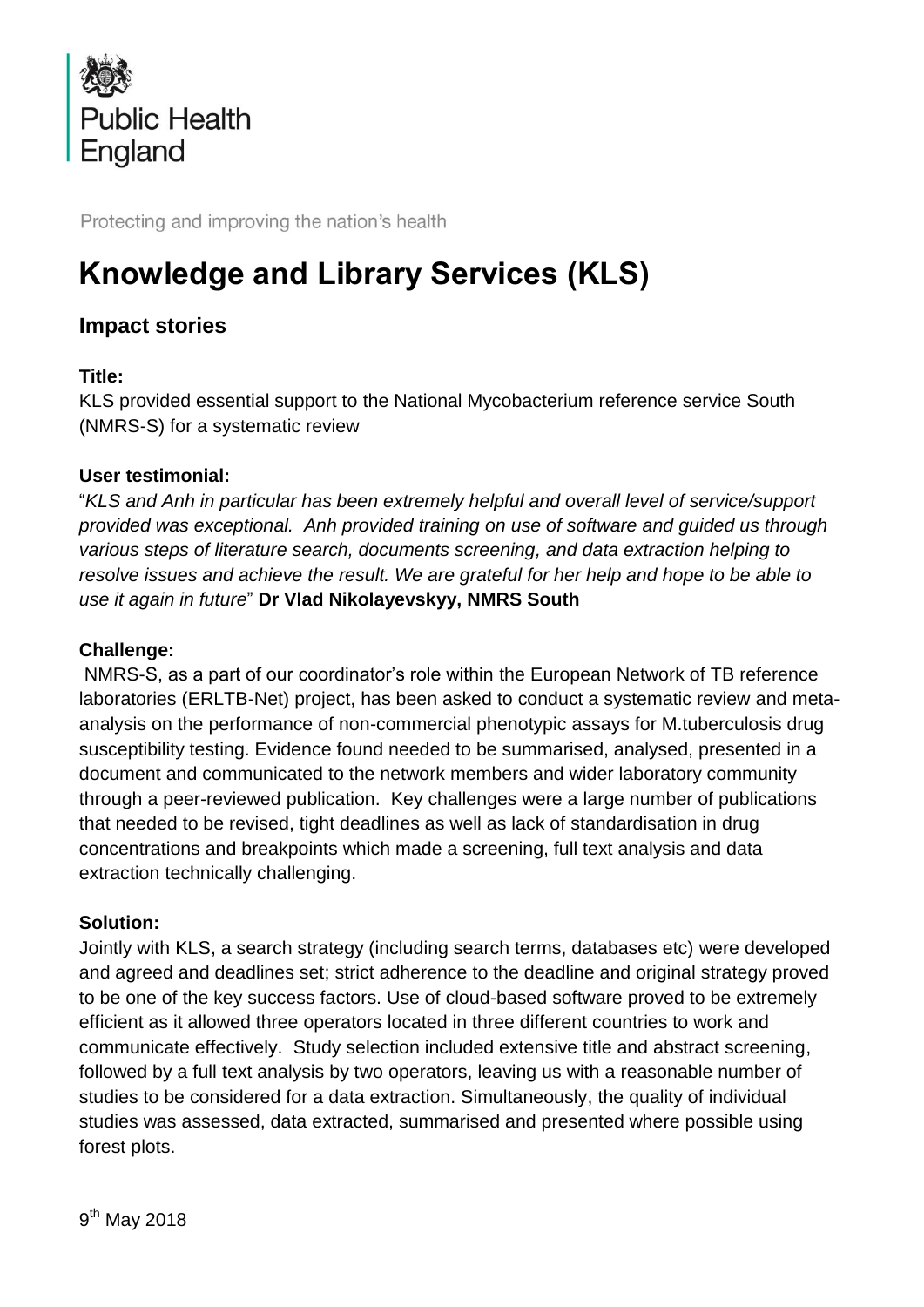Public Health England

Protecting and improving the nation's health

# Knowledge and Library Services (KLS)

## Impact stories

**Title:**

KLS provided essential support to the National Mycobacterium reference service South (NMRS-S) for a systematic review

**User testimonial:**

"*KLS and Anh in particular has been extremely helpful and overall level of service/support provided was exceptional. Anh provided training on use of software and guided us through various steps of literature search, documents screening, and data extraction helping to resolve issues and achieve the result. We are grateful for her help and hope to be able to use it again in future*" **Dr Vlad Nikolayevskyy, NMRS South**

**Challenge:**

NMRS-S, as a part of our coordinator's role within the European Network of TB reference laboratories (ERLTB-Net) project, has been asked to conduct a systematic review and meta-analysis on the performance of non-commercial phenotypic assays for M.tuberculosis drug susceptibility testing. Evidence found needed to be summarised, analysed, presented in a document and communicated to the network members and wider laboratory community through a peer-reviewed publication. Key challenges were a large number of publications that needed to be revised, tight deadlines as well as lack of standardisation in drug concentrations and breakpoints which made a screening, full text analysis and data extraction technically challenging.

**Solution:**

Jointly with KLS, a search strategy (including search terms, databases etc) were developed and agreed and deadlines set; strict adherence to the deadline and original strategy proved to be one of the key success factors. Use of cloud-based software proved to be extremely efficient as it allowed three operators located in three different countries to work and communicate effectively. Study selection included extensive title and abstract screening, followed by a full text analysis by two operators, leaving us with a reasonable number of studies to be considered for a data extraction. Simultaneously, the quality of individual studies was assessed, data extracted, summarised and presented where possible using forest plots.

9th May 2018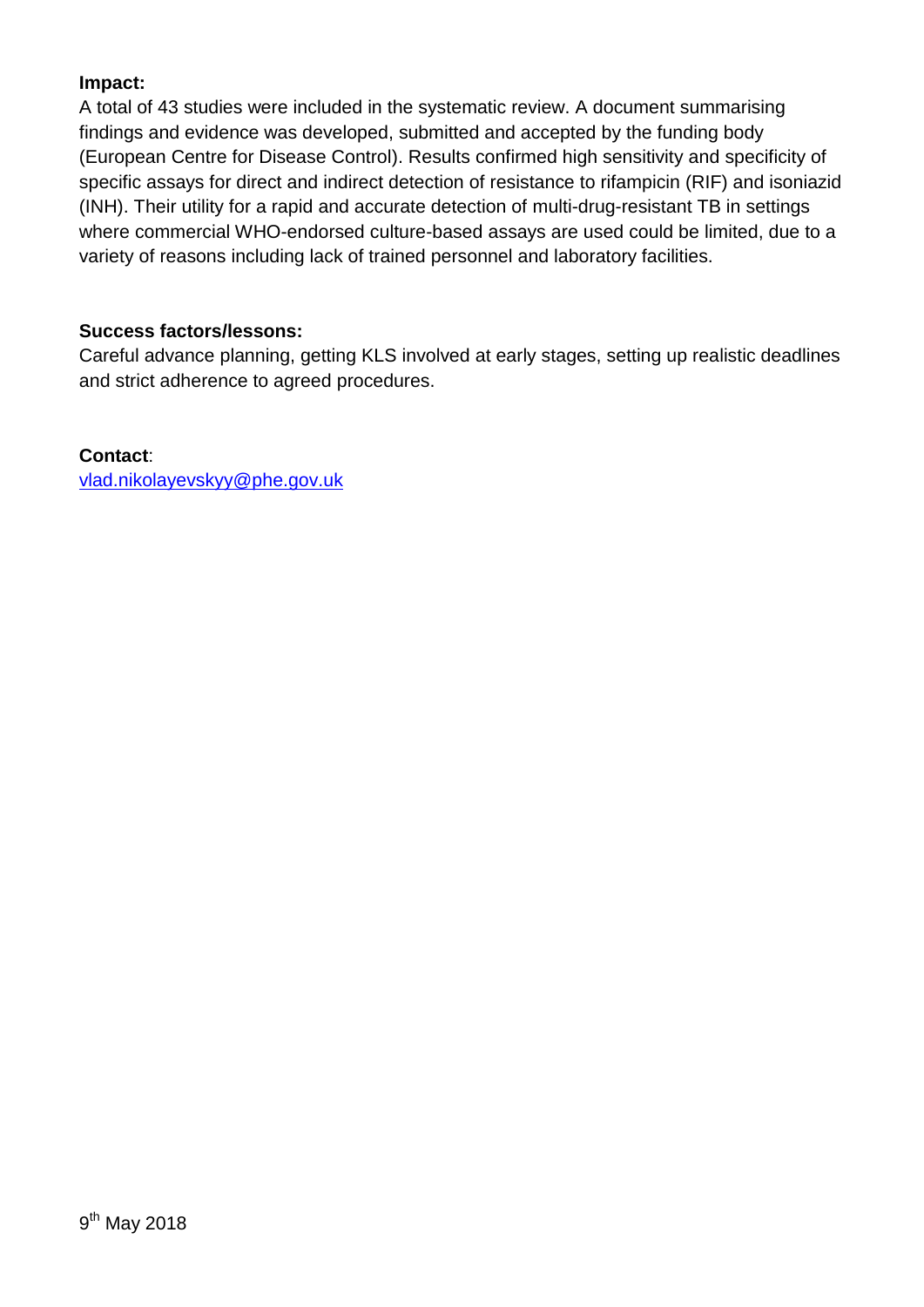**Impact:**

A total of 43 studies were included in the systematic review. A document summarising findings and evidence was developed, submitted and accepted by the funding body (European Centre for Disease Control). Results confirmed high sensitivity and specificity of specific assays for direct and indirect detection of resistance to rifampicin (RIF) and isoniazid (INH). Their utility for a rapid and accurate detection of multi-drug-resistant TB in settings where commercial WHO-endorsed culture-based assays are used could be limited, due to a variety of reasons including lack of trained personnel and laboratory facilities.

**Success factors/lessons:**

Careful advance planning, getting KLS involved at early stages, setting up realistic deadlines and strict adherence to agreed procedures.

**Contact**:

vlad.nikolayevskyy@phe.gov.uk

9th May 2018